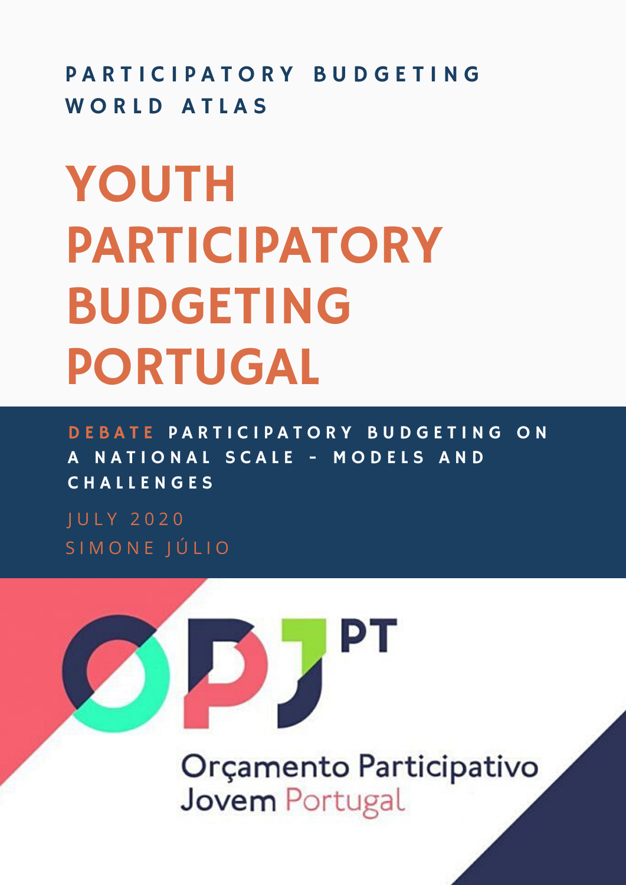PARTICIPATORY BUDGETING WORLD ATLAS

# YOUTH PARTICIPATORY BUDGETING PORTUGAL

**DEBATE** PARTICIPATORY BUDGETING ON A NATIONAL SCALE - MODELS AND CHALLENGES

JULY 2020

SIMONE JÚLIO

OPJ PT

Orçamento Participativo Jovem Portugal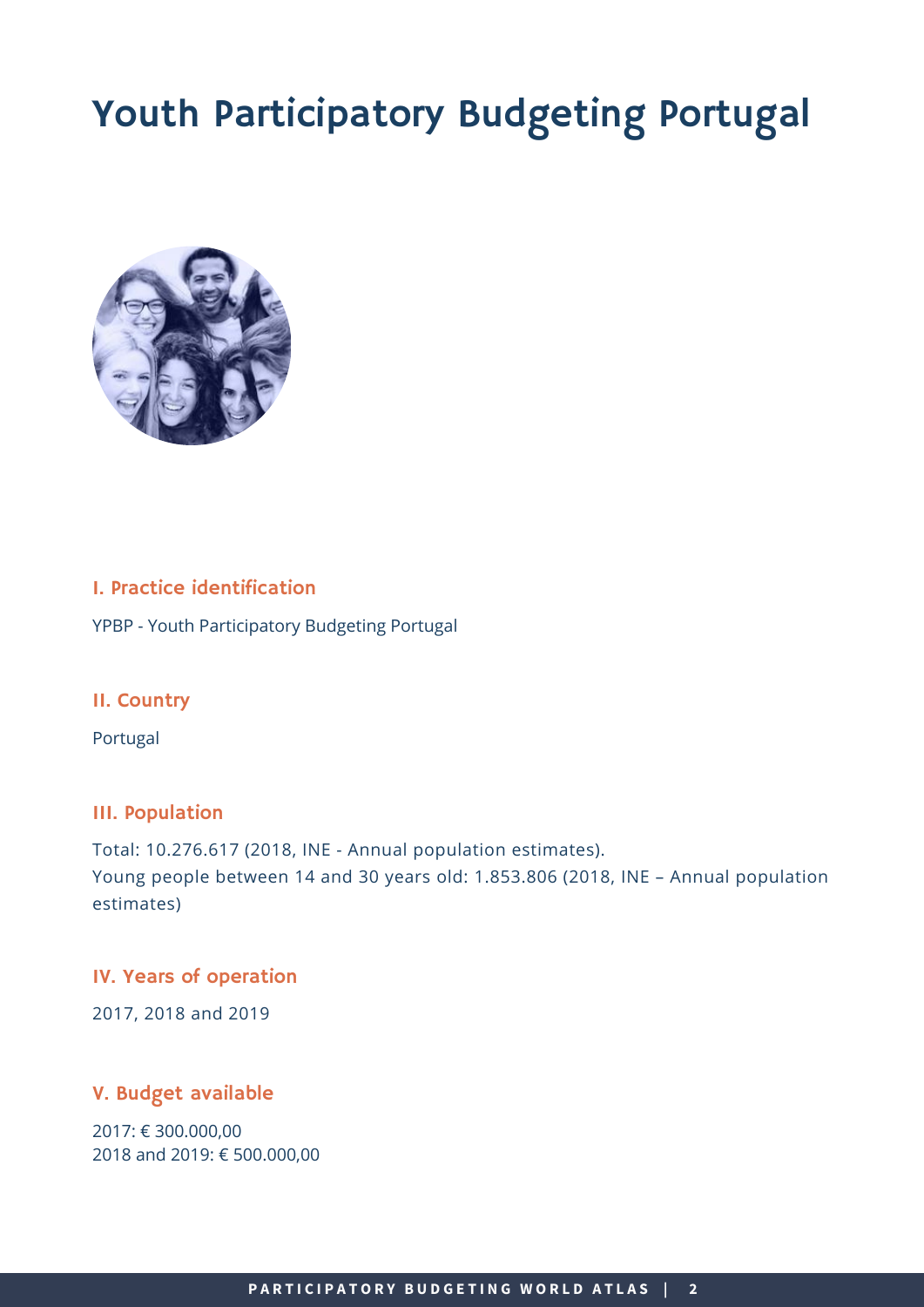# Youth Participatory Budgeting Portugal

## I. Practice identification

YPBP - Youth Participatory Budgeting Portugal

## II. Country

Portugal

## III. Population

Total: 10.276.617 (2018, INE - Annual population estimates).
Young people between 14 and 30 years old: 1.853.806 (2018, INE – Annual population estimates)

## IV. Years of operation

2017, 2018 and 2019

## V. Budget available

2017: € 300.000,00
2018 and 2019: € 500.000,00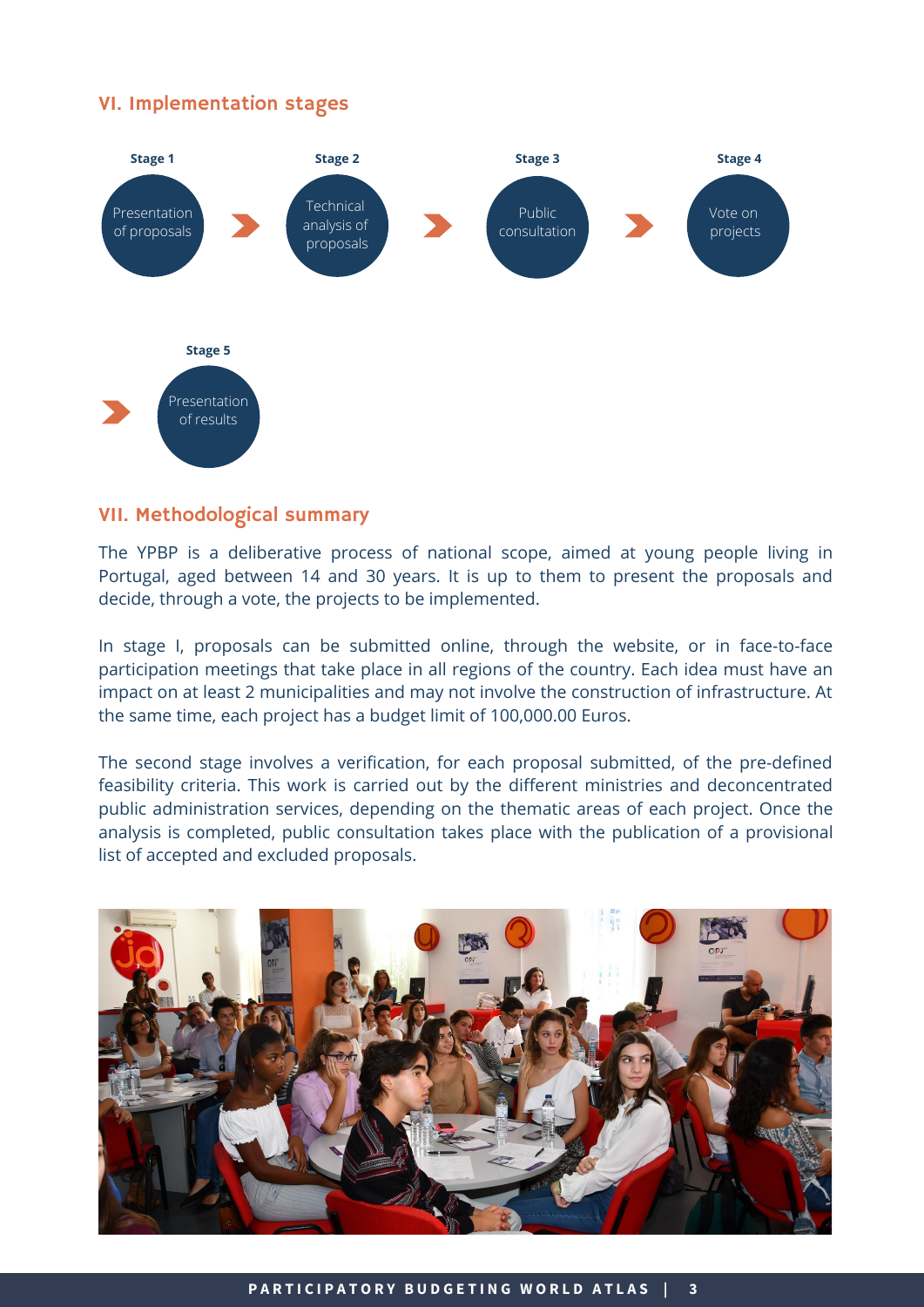## VI. Implementation stages

**Stage 1** – Presentation of proposals → **Stage 2** – Technical analysis of proposals → **Stage 3** – Public consultation → **Stage 4** – Vote on projects → **Stage 5** – Presentation of results

## VII. Methodological summary

The YPBP is a deliberative process of national scope, aimed at young people living in Portugal, aged between 14 and 30 years. It is up to them to present the proposals and decide, through a vote, the projects to be implemented.

In stage I, proposals can be submitted online, through the website, or in face-to-face participation meetings that take place in all regions of the country. Each idea must have an impact on at least 2 municipalities and may not involve the construction of infrastructure. At the same time, each project has a budget limit of 100,000.00 Euros.

The second stage involves a verification, for each proposal submitted, of the pre-defined feasibility criteria. This work is carried out by the different ministries and deconcentrated public administration services, depending on the thematic areas of each project. Once the analysis is completed, public consultation takes place with the publication of a provisional list of accepted and excluded proposals.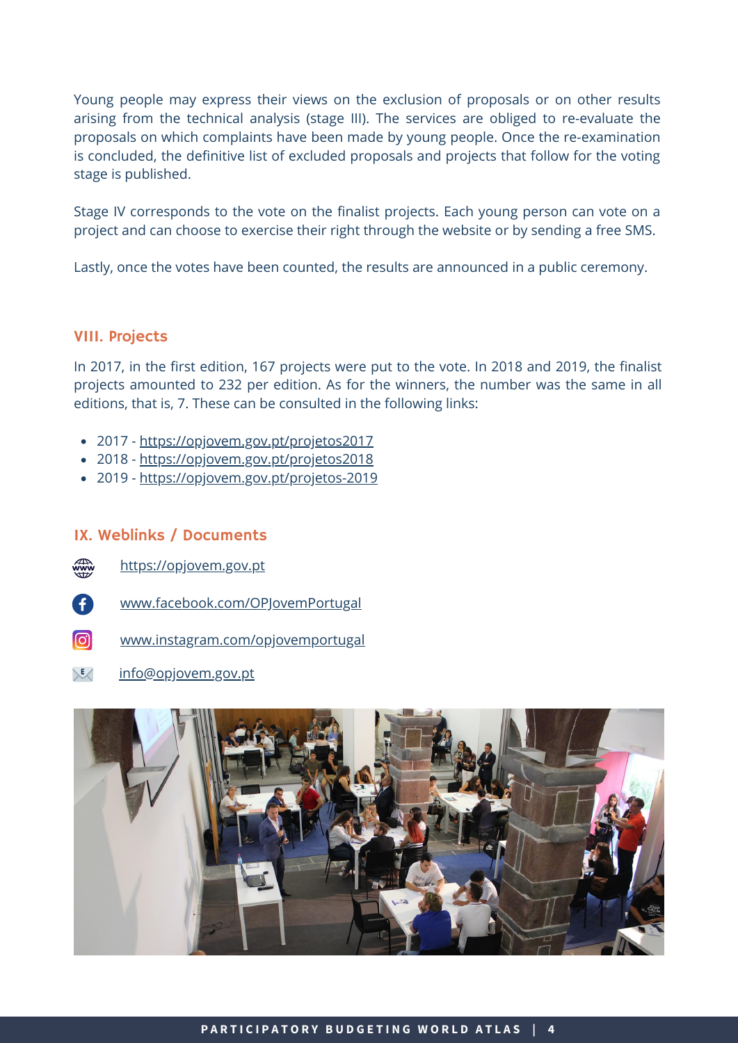Young people may express their views on the exclusion of proposals or on other results arising from the technical analysis (stage III). The services are obliged to re-evaluate the proposals on which complaints have been made by young people. Once the re-examination is concluded, the definitive list of excluded proposals and projects that follow for the voting stage is published.

Stage IV corresponds to the vote on the finalist projects. Each young person can vote on a project and can choose to exercise their right through the website or by sending a free SMS.

Lastly, once the votes have been counted, the results are announced in a public ceremony.

## VIII. Projects

In 2017, in the first edition, 167 projects were put to the vote. In 2018 and 2019, the finalist projects amounted to 232 per edition. As for the winners, the number was the same in all editions, that is, 7. These can be consulted in the following links:

- 2017 - https://opjovem.gov.pt/projetos2017
- 2018 - https://opjovem.gov.pt/projetos2018
- 2019 - https://opjovem.gov.pt/projetos-2019

## IX. Weblinks / Documents

https://opjovem.gov.pt

www.facebook.com/OPJovemPortugal

www.instagram.com/opjovemportugal

info@opjovem.gov.pt